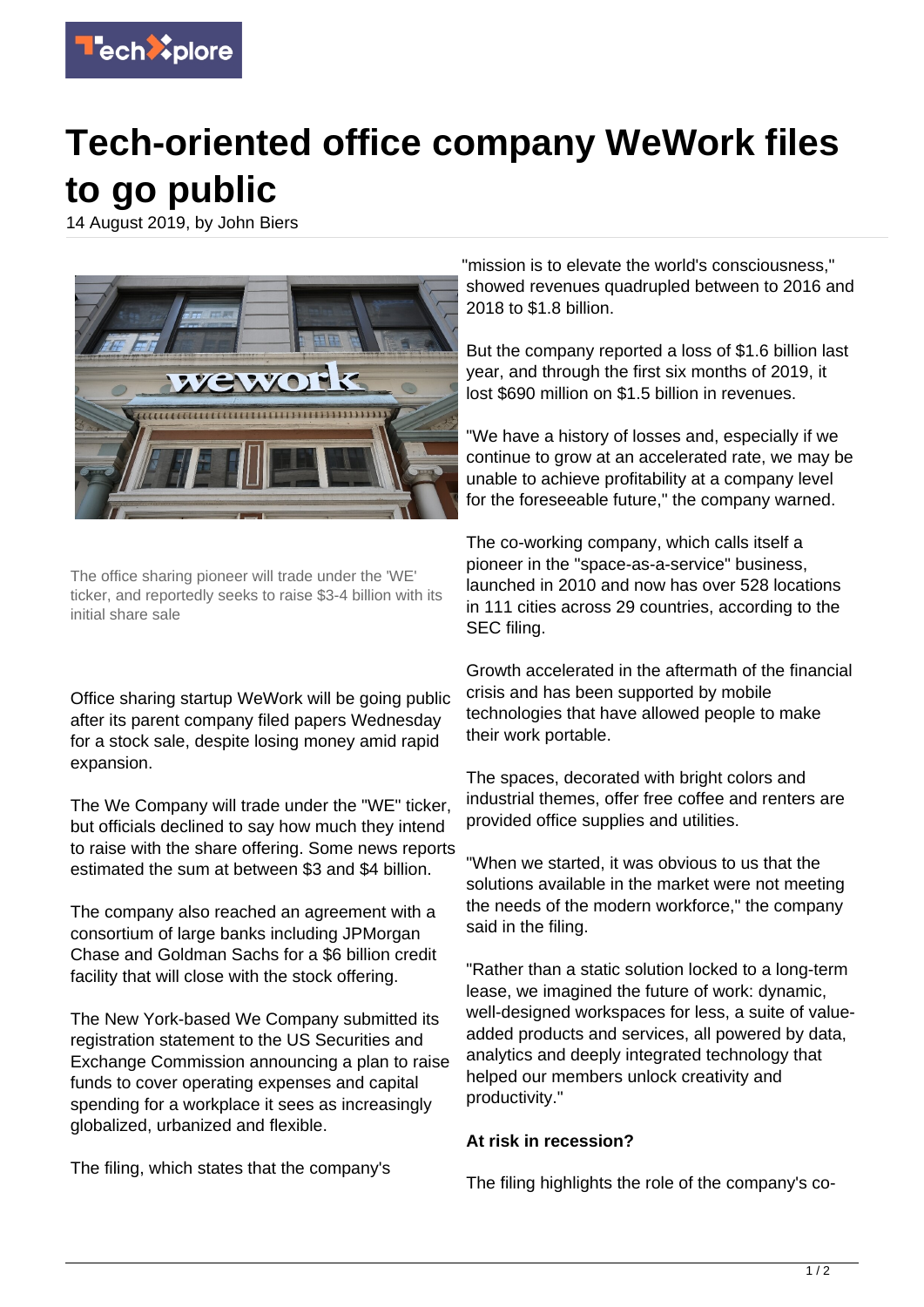# Tech-oriented office company WeWork files to go public

14 August 2019, by John Biers

The office sharing pioneer will trade under the 'WE' ticker, and reportedly seeks to raise $3-4 billion with its initial share sale

Office sharing startup WeWork will be going public after its parent company filed papers Wednesday for a stock sale, despite losing money amid rapid expansion.

The We Company will trade under the "WE" ticker, but officials declined to say how much they intend to raise with the share offering. Some news reports estimated the sum at between $3 and $4 billion.

The company also reached an agreement with a consortium of large banks including JPMorgan Chase and Goldman Sachs for a $6 billion credit facility that will close with the stock offering.

The New York-based We Company submitted its registration statement to the US Securities and Exchange Commission announcing a plan to raise funds to cover operating expenses and capital spending for a workplace it sees as increasingly globalized, urbanized and flexible.

The filing, which states that the company's "mission is to elevate the world's consciousness," showed revenues quadrupled between to 2016 and 2018 to $1.8 billion.

But the company reported a loss of $1.6 billion last year, and through the first six months of 2019, it lost $690 million on $1.5 billion in revenues.

"We have a history of losses and, especially if we continue to grow at an accelerated rate, we may be unable to achieve profitability at a company level for the foreseeable future," the company warned.

The co-working company, which calls itself a pioneer in the "space-as-a-service" business, launched in 2010 and now has over 528 locations in 111 cities across 29 countries, according to the SEC filing.

Growth accelerated in the aftermath of the financial crisis and has been supported by mobile technologies that have allowed people to make their work portable.

The spaces, decorated with bright colors and industrial themes, offer free coffee and renters are provided office supplies and utilities.

"When we started, it was obvious to us that the solutions available in the market were not meeting the needs of the modern workforce," the company said in the filing.

"Rather than a static solution locked to a long-term lease, we imagined the future of work: dynamic, well-designed workspaces for less, a suite of value-added products and services, all powered by data, analytics and deeply integrated technology that helped our members unlock creativity and productivity."

**At risk in recession?**

The filing highlights the role of the company's co-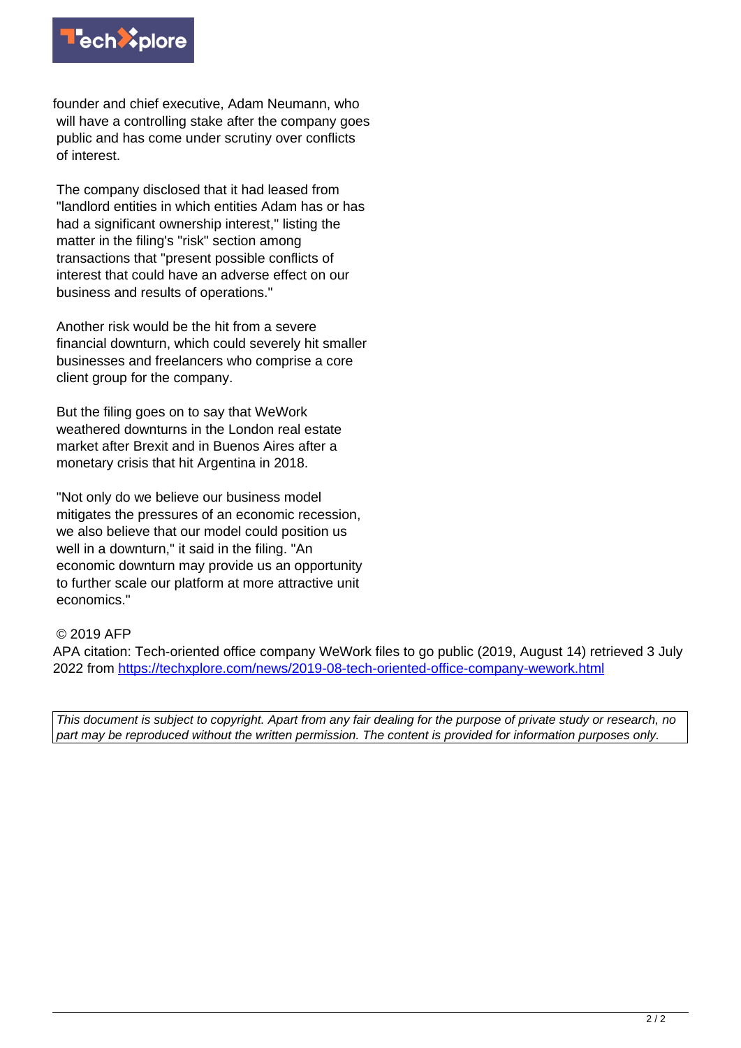founder and chief executive, Adam Neumann, who will have a controlling stake after the company goes public and has come under scrutiny over conflicts of interest.

The company disclosed that it had leased from "landlord entities in which entities Adam has or has had a significant ownership interest," listing the matter in the filing's "risk" section among transactions that "present possible conflicts of interest that could have an adverse effect on our business and results of operations."

Another risk would be the hit from a severe financial downturn, which could severely hit smaller businesses and freelancers who comprise a core client group for the company.

But the filing goes on to say that WeWork weathered downturns in the London real estate market after Brexit and in Buenos Aires after a monetary crisis that hit Argentina in 2018.

"Not only do we believe our business model mitigates the pressures of an economic recession, we also believe that our model could position us well in a downturn," it said in the filing. "An economic downturn may provide us an opportunity to further scale our platform at more attractive unit economics."

© 2019 AFP

APA citation: Tech-oriented office company WeWork files to go public (2019, August 14) retrieved 3 July 2022 from https://techxplore.com/news/2019-08-tech-oriented-office-company-wework.html

*This document is subject to copyright. Apart from any fair dealing for the purpose of private study or research, no part may be reproduced without the written permission. The content is provided for information purposes only.*